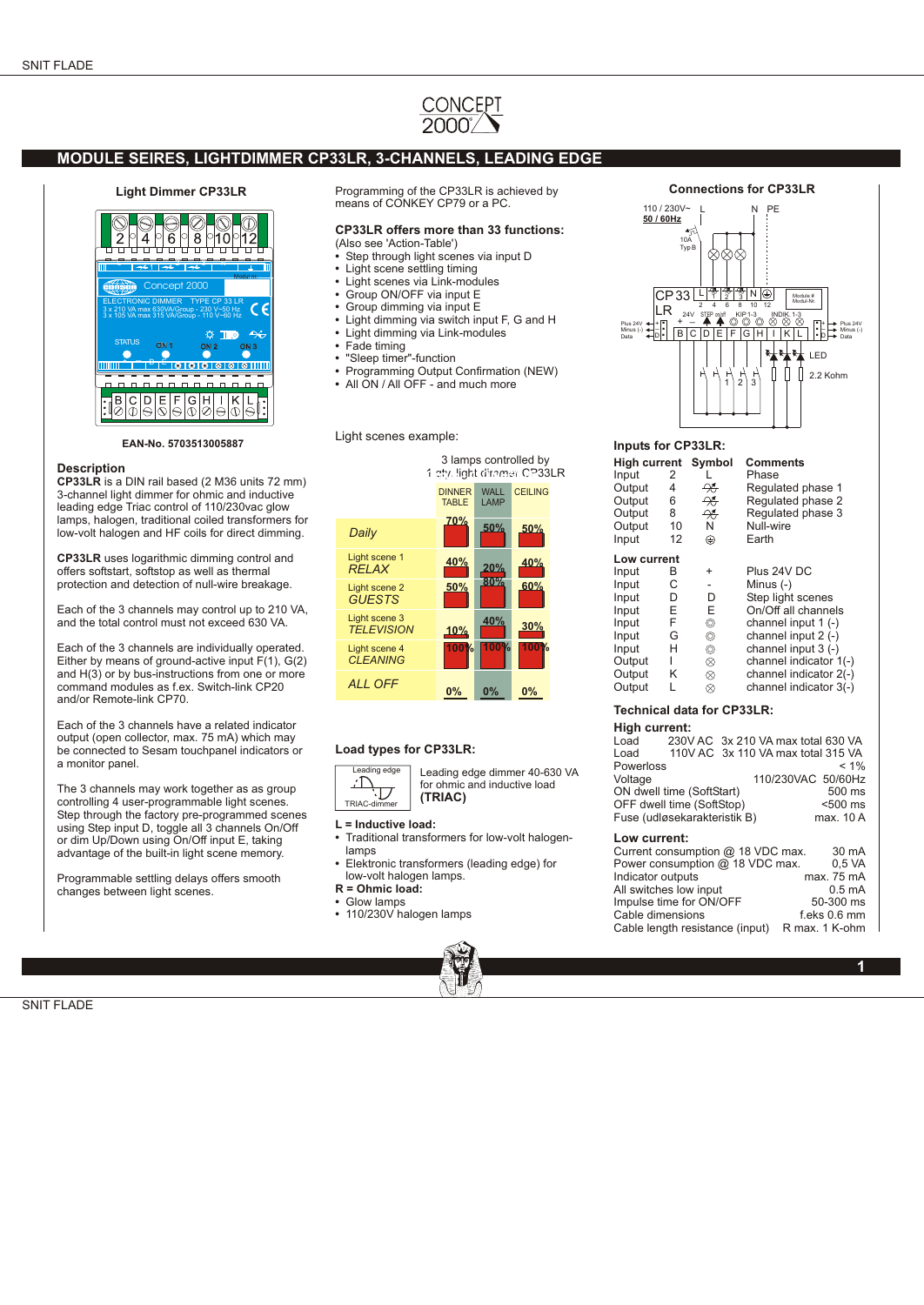# MODULE SEIRES, LIGHTDIMMER CP33LR, 3-CHANNELS, LEADING EDGE

### Light Dimmer CP33LR

EAN-No. 5703513005887

### Description

**CP33LR** is a DIN rail based (2 M36 units 72 mm) 3-channel light dimmer for ohmic and inductive leading edge Triac control of 110/230vac glow lamps, halogen, traditional coiled transformers for low-volt halogen and HF coils for direct dimming.

**CP33LR** uses logarithmic dimming control and offers softstart, softstop as well as thermal protection and detection of null-wire breakage.

Each of the 3 channels may control up to 210 VA, and the total control must not exceed 630 VA.

Each of the 3 channels are individually operated. Either by means of ground-active input F(1), G(2) and H(3) or by bus-instructions from one or more command modules as f.ex. Switch-link CP20 and/or Remote-link CP70.

Each of the 3 channels have a related indicator output (open collector, max. 75 mA) which may be connected to Sesam touchpanel indicators or a monitor panel.

The 3 channels may work together as as group controlling 4 user-programmable light scenes. Step through the factory pre-programmed scenes using Step input D, toggle all 3 channels On/Off or dim Up/Down using On/Off input E, taking advantage of the built-in light scene memory.

Programmable settling delays offers smooth changes between light scenes.

Programming of the CP33LR is achieved by means of CONKEY CP79 or a PC.

### CP33LR offers more than 33 functions:

(Also see 'Action-Table')

- Step through light scenes via input D
- Light scene settling timing
- Light scenes via Link-modules
- Group ON/OFF via input E
- Group dimming via input E
- Light dimming via switch input F, G and H
- Light dimming via Link-modules
- Fade timing
- "Sleep timer"-function
- Programming Output Confirmation (NEW)
- All ON / All OFF - and much more

Light scenes example:

3 lamps controlled by 1 pcs. light dimmer CP33LR

| | DINNER TABLE | WALL LAMP | CEILING |
|---|---|---|---|
| *Daily* | 70% | 50% | 50% |
| Light scene 1 *RELAX* | 40% | 20% | 40% |
| Light scene 2 *GUESTS* | 50% | 80% | 60% |
| Light scene 3 *TELEVISION* | 10% | 40% | 30% |
| Light scene 4 *CLEANING* | 100% | 100% | 100% |
| *ALL OFF* | 0% | 0% | 0% |

### Load types for CP33LR:

Leading edge dimmer 40-630 VA for ohmic and inductive load **(TRIAC)**

**L = Inductive load:**

- Traditional transformers for low-volt halogen-lamps
- Elektronic transformers (leading edge) for low-volt halogen lamps.

**R = Ohmic load:**

- Glow lamps
- 110/230V halogen lamps

### Connections for CP33LR

### Inputs for CP33LR:

| High current | Symbol | | Comments |
|---|---|---|---|
| Input | 2 | L | Phase |
| Output | 4 | | Regulated phase 1 |
| Output | 6 | | Regulated phase 2 |
| Output | 8 | | Regulated phase 3 |
| Output | 10 | N | Null-wire |
| Input | 12 | ⏚ | Earth |
| **Low current** | | | |
| Input | B | + | Plus 24V DC |
| Input | C | - | Minus (-) |
| Input | D | D | Step light scenes |
| Input | E | E | On/Off all channels |
| Input | F | ◎ | channel input 1 (-) |
| Input | G | ◎ | channel input 2 (-) |
| Input | H | ◎ | channel input 3 (-) |
| Output | I | ⊗ | channel indicator 1(-) |
| Output | K | ⊗ | channel indicator 2(-) |
| Output | L | ⊗ | channel indicator 3(-) |

### Technical data for CP33LR:

**High current:**

| | |
|---|---|
| Load 230V AC | 3x 210 VA max total 630 VA |
| Load 110V AC | 3x 110 VA max total 315 VA |
| Powerloss | < 1% |
| Voltage | 110/230VAC 50/60Hz |
| ON dwell time (SoftStart) | 500 ms |
| OFF dwell time (SoftStop) | <500 ms |
| Fuse (udløsekarakteristik B) | max. 10 A |

**Low current:**

| | |
|---|---|
| Current consumption @ 18 VDC max. | 30 mA |
| Power consumption @ 18 VDC max. | 0,5 VA |
| Indicator outputs | max. 75 mA |
| All switches low input | 0.5 mA |
| Impulse time for ON/OFF | 50-300 ms |
| Cable dimensions | f.eks 0.6 mm |
| Cable length resistance (input) | R max. 1 K-ohm |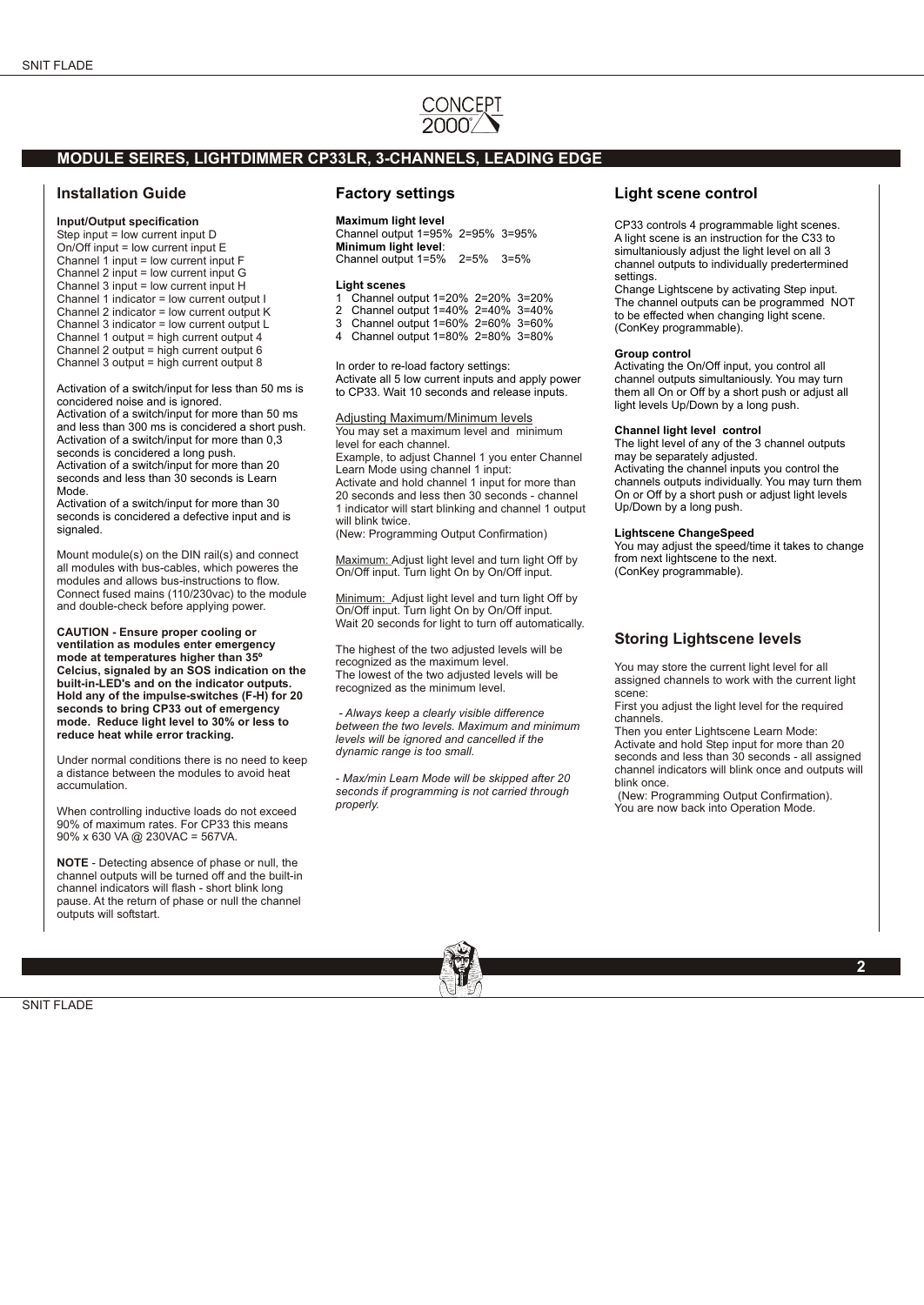CONCEPT 2000

## MODULE SEIRES, LIGHTDIMMER CP33LR, 3-CHANNELS, LEADING EDGE

## Installation Guide

**Input/Output specification**
Step input = low current input D
On/Off input = low current input E
Channel 1 input = low current input F
Channel 2 input = low current input G
Channel 3 input = low current input H
Channel 1 indicator = low current output I
Channel 2 indicator = low current output K
Channel 3 indicator = low current output L
Channel 1 output = high current output 4
Channel 2 output = high current output 6
Channel 3 output = high current output 8

Activation of a switch/input for less than 50 ms is concidered noise and is ignored.
Activation of a switch/input for more than 50 ms and less than 300 ms is concidered a short push.
Activation of a switch/input for more than 0,3 seconds is concidered a long push.
Activation of a switch/input for more than 20 seconds and less than 30 seconds is Learn Mode.
Activation of a switch/input for more than 30 seconds is concidered a defective input and is signaled.

Mount module(s) on the DIN rail(s) and connect all modules with bus-cables, which poweres the modules and allows bus-instructions to flow.
Connect fused mains (110/230vac) to the module and double-check before applying power.

**CAUTION - Ensure proper cooling or ventilation as modules enter emergency mode at temperatures higher than 35º Celcius, signaled by an SOS indication on the built-in-LED's and on the indicator outputs. Hold any of the impulse-switches (F-H) for 20 seconds to bring CP33 out of emergency mode. Reduce light level to 30% or less to reduce heat while error tracking.**

Under normal conditions there is no need to keep a distance between the modules to avoid heat accumulation.

When controlling inductive loads do not exceed 90% of maximum rates. For CP33 this means 90% x 630 VA @ 230VAC = 567VA.

**NOTE** - Detecting absence of phase or null, the channel outputs will be turned off and the built-in channel indicators will flash - short blink long pause. At the return of phase or null the channel outputs will softstart.

## Factory settings

**Maximum light level**
Channel output 1=95% 2=95% 3=95%
**Minimum light level**:
Channel output 1=5% 2=5% 3=5%

**Light scenes**
1 Channel output 1=20% 2=20% 3=20%
2 Channel output 1=40% 2=40% 3=40%
3 Channel output 1=60% 2=60% 3=60%
4 Channel output 1=80% 2=80% 3=80%

In order to re-load factory settings:
Activate all 5 low current inputs and apply power to CP33. Wait 10 seconds and release inputs.

Adjusting Maximum/Minimum levels
You may set a maximum level and minimum level for each channel.
Example, to adjust Channel 1 you enter Channel Learn Mode using channel 1 input:
Activate and hold channel 1 input for more than 20 seconds and less then 30 seconds - channel 1 indicator will start blinking and channel 1 output will blink twice.
(New: Programming Output Confirmation)

Maximum: Adjust light level and turn light Off by On/Off input. Turn light On by On/Off input.

Minimum: Adjust light level and turn light Off by On/Off input. Turn light On by On/Off input.
Wait 20 seconds for light to turn off automatically.

The highest of the two adjusted levels will be recognized as the maximum level.
The lowest of the two adjusted levels will be recognized as the minimum level.

*- Always keep a clearly visible difference between the two levels. Maximum and minimum levels will be ignored and cancelled if the dynamic range is too small.*

*- Max/min Learn Mode will be skipped after 20 seconds if programming is not carried through properly.*

## Light scene control

CP33 controls 4 programmable light scenes.
A light scene is an instruction for the C33 to simultaniously adjust the light level on all 3 channel outputs to individually predertermined settings.
Change Lightscene by activating Step input.
The channel outputs can be programmed NOT to be effected when changing light scene.
(ConKey programmable).

**Group control**
Activating the On/Off input, you control all channel outputs simultaniously. You may turn them all On or Off by a short push or adjust all light levels Up/Down by a long push.

**Channel light level control**
The light level of any of the 3 channel outputs may be separately adjusted.
Activating the channel inputs you control the channels outputs individually. You may turn them On or Off by a short push or adjust light levels Up/Down by a long push.

**Lightscene ChangeSpeed**
You may adjust the speed/time it takes to change from next lightscene to the next.
(ConKey programmable).

## Storing Lightscene levels

You may store the current light level for all assigned channels to work with the current light scene:
First you adjust the light level for the required channels.
Then you enter Lightscene Learn Mode:
Activate and hold Step input for more than 20 seconds and less than 30 seconds - all assigned channel indicators will blink once and outputs will blink once.
(New: Programming Output Confirmation).
You are now back into Operation Mode.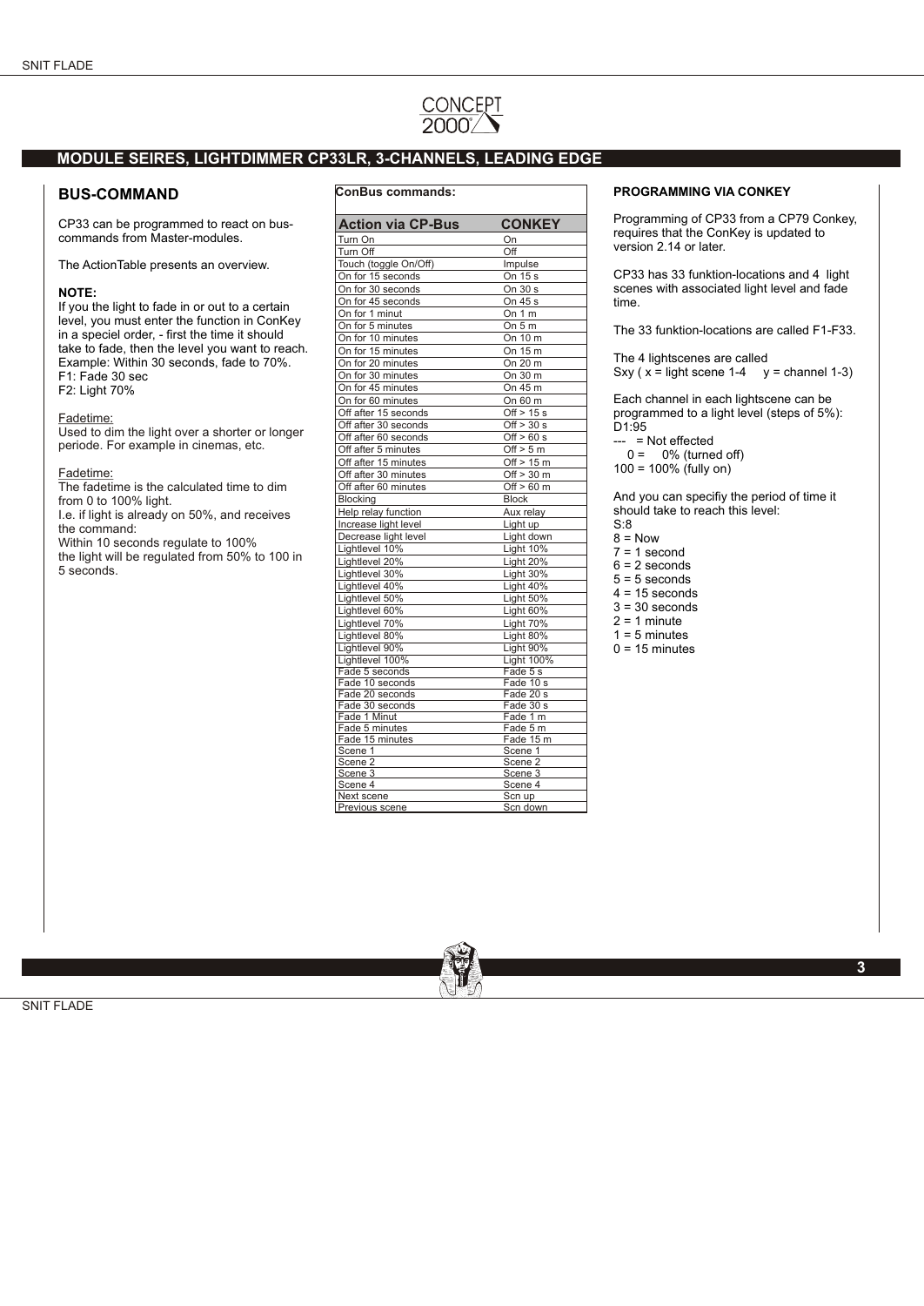## MODULE SEIRES, LIGHTDIMMER CP33LR, 3-CHANNELS, LEADING EDGE

### BUS-COMMAND

CP33 can be programmed to react on bus-commands from Master-modules.

The ActionTable presents an overview.

**NOTE:**
If you the light to fade in or out to a certain level, you must enter the function in ConKey in a speciel order, - first the time it should take to fade, then the level you want to reach.
Example: Within 30 seconds, fade to 70%.
F1: Fade 30 sec
F2: Light 70%

Fadetime:
Used to dim the light over a shorter or longer periode. For example in cinemas, etc.

Fadetime:
The fadetime is the calculated time to dim from 0 to 100% light.
I.e. if light is already on 50%, and receives the command:
Within 10 seconds regulate to 100%
the light will be regulated from 50% to 100 in 5 seconds.

**ConBus commands:**

| Action via CP-Bus | CONKEY |
|---|---|
| Turn On | On |
| Turn Off | Off |
| Touch (toggle On/Off) | Impulse |
| On for 15 seconds | On 15 s |
| On for 30 seconds | On 30 s |
| On for 45 seconds | On 45 s |
| On for 1 minut | On 1 m |
| On for 5 minutes | On 5 m |
| On for 10 minutes | On 10 m |
| On for 15 minutes | On 15 m |
| On for 20 minutes | On 20 m |
| On for 30 minutes | On 30 m |
| On for 45 minutes | On 45 m |
| On for 60 minutes | On 60 m |
| Off after 15 seconds | Off > 15 s |
| Off after 30 seconds | Off > 30 s |
| Off after 60 seconds | Off > 60 s |
| Off after 5 minutes | Off > 5 m |
| Off after 15 minutes | Off > 15 m |
| Off after 30 minutes | Off > 30 m |
| Off after 60 minutes | Off > 60 m |
| Blocking | Block |
| Help relay function | Aux relay |
| Increase light level | Light up |
| Decrease light level | Light down |
| Lightlevel 10% | Light 10% |
| Lightlevel 20% | Light 20% |
| Lightlevel 30% | Light 30% |
| Lightlevel 40% | Light 40% |
| Lightlevel 50% | Light 50% |
| Lightlevel 60% | Light 60% |
| Lightlevel 70% | Light 70% |
| Lightlevel 80% | Light 80% |
| Lightlevel 90% | Light 90% |
| Lightlevel 100% | Light 100% |
| Fade 5 seconds | Fade 5 s |
| Fade 10 seconds | Fade 10 s |
| Fade 20 seconds | Fade 20 s |
| Fade 30 seconds | Fade 30 s |
| Fade 1 Minut | Fade 1 m |
| Fade 5 minutes | Fade 5 m |
| Fade 15 minutes | Fade 15 m |
| Scene 1 | Scene 1 |
| Scene 2 | Scene 2 |
| Scene 3 | Scene 3 |
| Scene 4 | Scene 4 |
| Next scene | Scn up |
| Previous scene | Scn down |

**PROGRAMMING VIA CONKEY**

Programming of CP33 from a CP79 Conkey, requires that the ConKey is updated to version 2.14 or later.

CP33 has 33 funktion-locations and 4 light scenes with associated light level and fade time.

The 33 funktion-locations are called F1-F33.

The 4 lightscenes are called
Sxy ( x = light scene 1-4   y = channel 1-3)

Each channel in each lightscene can be programmed to a light level (steps of 5%):
D1:95
--- = Not effected
0 = 0% (turned off)
100 = 100% (fully on)

And you can specifiy the period of time it should take to reach this level:
S:8
8 = Now
7 = 1 second
6 = 2 seconds
5 = 5 seconds
4 = 15 seconds
3 = 30 seconds
2 = 1 minute
1 = 5 minutes
0 = 15 minutes